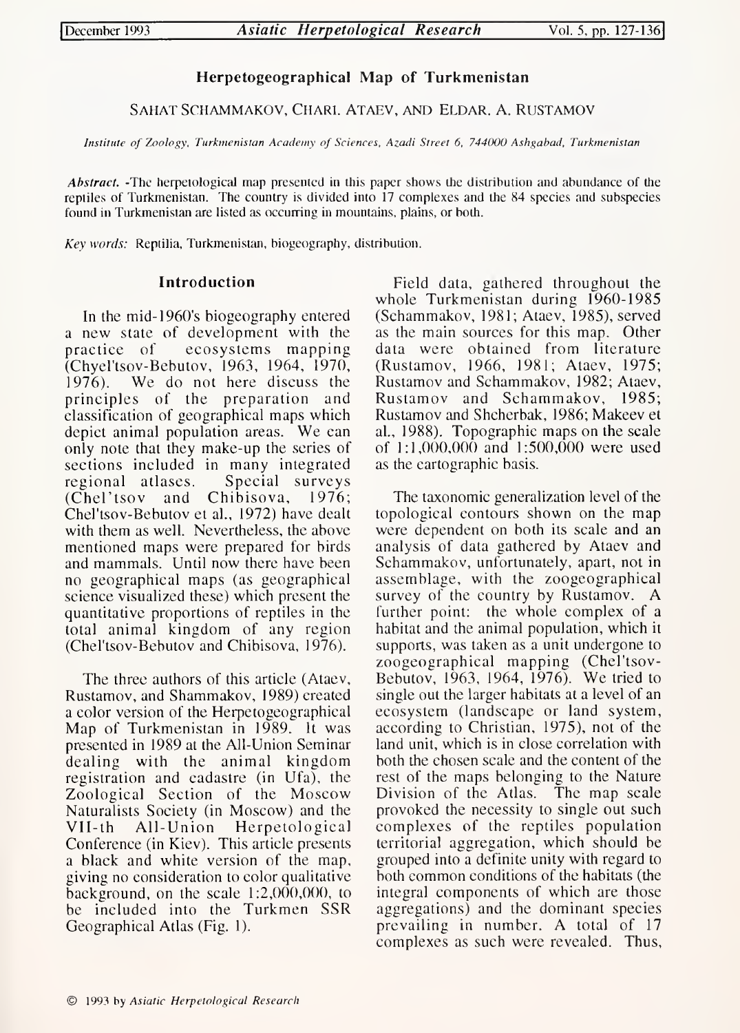# Herpetogeographical Map of Turkmenistan

SAHAT SCHAMMAKOV, CHARI. ATAEV, AND ELDAR. A. RUSTAMOV

*Institute of Zoology, Turkmenistan Academy of Sciences, Azadi Street 6, 744000 Ashgabad, Turkmenistan*

***Abstract.*** -The herpetological map presented in this paper shows the distribution and abundance of the reptiles of Turkmenistan. The country is divided into 17 complexes and the 84 species and subspecies found in Turkmenistan are listed as occurring in mountains, plains, or both.

*Key words:* Reptilia, Turkmenistan, biogeography, distribution.

## Introduction

In the mid-1960's biogeography entered a new state of development with the practice of ecosystems mapping (Chyel'tsov-Bebutov, 1963, 1964, 1970, 1976). We do not here discuss the principles of the preparation and classification of geographical maps which depict animal population areas. We can only note that they make-up the series of sections included in many integrated regional atlases. Special surveys (Chel'tsov and Chibisova, 1976; Chel'tsov-Bebutov et al., 1972) have dealt with them as well. Nevertheless, the above mentioned maps were prepared for birds and mammals. Until now there have been no geographical maps (as geographical science visualized these) which present the quantitative proportions of reptiles in the total animal kingdom of any region (Chel'tsov-Bebutov and Chibisova, 1976).

The three authors of this article (Ataev, Rustamov, and Shammakov, 1989) created a color version of the Herpetogeographical Map of Turkmenistan in 1989. It was presented in 1989 at the All-Union Seminar dealing with the animal kingdom registration and cadastre (in Ufa), the Zoological Section of the Moscow Naturalists Society (in Moscow) and the VII-th All-Union Herpetological Conference (in Kiev). This article presents a black and white version of the map, giving no consideration to color qualitative background, on the scale 1:2,000,000, to be included into the Turkmen SSR Geographical Atlas (Fig. 1).

Field data, gathered throughout the whole Turkmenistan during 1960-1985 (Schammakov, 1981; Ataev, 1985), served as the main sources for this map. Other data were obtained from literature (Rustamov, 1966, 1981; Ataev, 1975; Rustamov and Schammakov, 1982; Ataev, Rustamov and Schammakov, 1985; Rustamov and Shcherbak, 1986; Makeev et al., 1988). Topographic maps on the scale of 1:1,000,000 and 1:500,000 were used as the cartographic basis.

The taxonomic generalization level of the topological contours shown on the map were dependent on both its scale and an analysis of data gathered by Ataev and Schammakov, unfortunately, apart, not in assemblage, with the zoogeographical survey of the country by Rustamov. A further point: the whole complex of a habitat and the animal population, which it supports, was taken as a unit undergone to zoogeographical mapping (Chel'tsov-Bebutov, 1963, 1964, 1976). We tried to single out the larger habitats at a level of an ecosystem (landscape or land system, according to Christian, 1975), not of the land unit, which is in close correlation with both the chosen scale and the content of the rest of the maps belonging to the Nature Division of the Atlas. The map scale provoked the necessity to single out such complexes of the reptiles population territorial aggregation, which should be grouped into a definite unity with regard to both common conditions of the habitats (the integral components of which are those aggregations) and the dominant species prevailing in number. A total of 17 complexes as such were revealed. Thus,

© 1993 by *Asiatic Herpetological Research*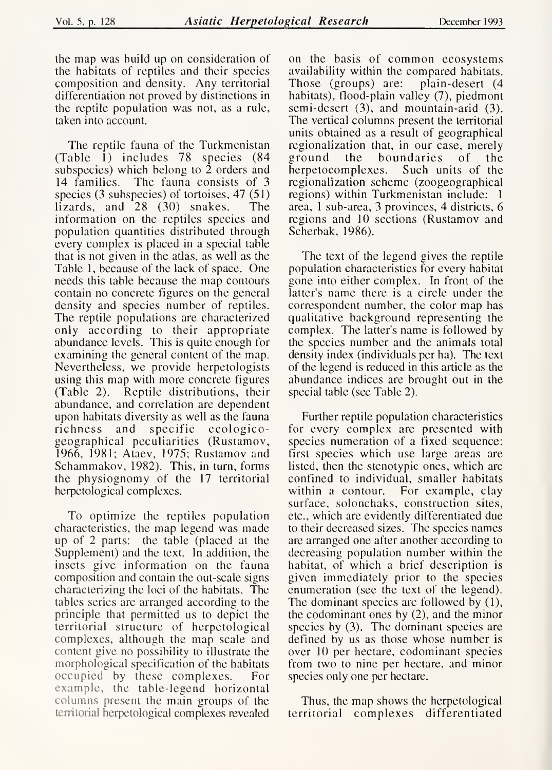the map was build up on consideration of the habitats of reptiles and their species composition and density. Any territorial differentiation not proved by distinctions in the reptile population was not, as a rule, taken into account.

The reptile fauna of the Turkmenistan (Table 1) includes 78 species (84 subspecies) which belong to 2 orders and 14 families. The fauna consists of 3 species (3 subspecies) of tortoises, 47 (51) lizards, and 28 (30) snakes. The information on the reptiles species and population quantities distributed through every complex is placed in a special table that is not given in the atlas, as well as the Table 1, because of the lack of space. One needs this table because the map contours contain no concrete figures on the general density and species number of reptiles. The reptile populations are characterized only according to their appropriate abundance levels. This is quite enough for examining the general content of the map. Nevertheless, we provide herpetologists using this map with more concrete figures (Table 2). Reptile distributions, their abundance, and correlation are dependent upon habitats diversity as well as the fauna richness and specific ecologico-geographical peculiarities (Rustamov, 1966, 1981; Ataev, 1975; Rustamov and Schammakov, 1982). This, in turn, forms the physiognomy of the 17 territorial herpetological complexes.

To optimize the reptiles population characteristics, the map legend was made up of 2 parts: the table (placed at the Supplement) and the text. In addition, the insets give information on the fauna composition and contain the out-scale signs characterizing the loci of the habitats. The tables series are arranged according to the principle that permitted us to depict the territorial structure of herpetological complexes, although the map scale and content give no possibility to illustrate the morphological specification of the habitats occupied by these complexes. For example, the table-legend horizontal columns present the main groups of the territorial herpetological complexes revealed on the basis of common ecosystems availability within the compared habitats. Those (groups) are: plain-desert (4 habitats), flood-plain valley (7), piedmont semi-desert (3), and mountain-arid (3). The vertical columns present the territorial units obtained as a result of geographical regionalization that, in our case, merely ground the boundaries of the herpetocomplexes. Such units of the regionalization scheme (zoogeographical regions) within Turkmenistan include: 1 area, 1 sub-area, 3 provinces, 4 districts, 6 regions and 10 sections (Rustamov and Scherbak, 1986).

The text of the legend gives the reptile population characteristics for every habitat gone into either complex. In front of the latter's name there is a circle under the correspondent number, the color map has qualitative background representing the complex. The latter's name is followed by the species number and the animals total density index (individuals per ha). The text of the legend is reduced in this article as the abundance indices are brought out in the special table (see Table 2).

Further reptile population characteristics for every complex are presented with species numeration of a fixed sequence: first species which use large areas are listed, then the stenotypic ones, which are confined to individual, smaller habitats within a contour. For example, clay surface, solonchaks, construction sites, etc., which are evidently differentiated due to their decreased sizes. The species names are arranged one after another according to decreasing population number within the habitat, of which a brief description is given immediately prior to the species enumeration (see the text of the legend). The dominant species are followed by (1), the codominant ones by (2), and the minor species by (3). The dominant species are defined by us as those whose number is over 10 per hectare, codominant species from two to nine per hectare, and minor species only one per hectare.

Thus, the map shows the herpetological territorial complexes differentiated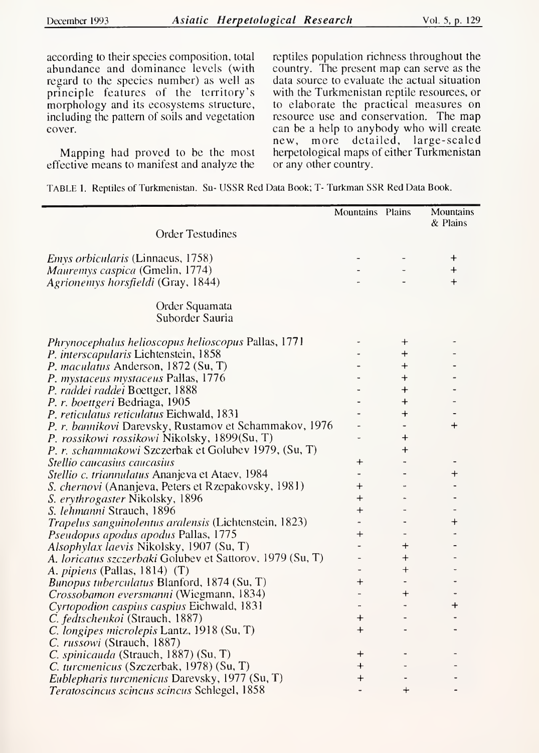according to their species composition, total abundance and dominance levels (with regard to the species number) as well as principle features of the territory's morphology and its ecosystems structure, including the pattern of soils and vegetation cover.

Mapping had proved to be the most effective means to manifest and analyze the reptiles population richness throughout the country. The present map can serve as the data source to evaluate the actual situation with the Turkmenistan reptile resources, or to elaborate the practical measures on resource use and conservation. The map can be a help to anybody who will create new, more detailed, large-scaled herpetological maps of either Turkmenistan or any other country.

TABLE 1. Reptiles of Turkmenistan. Su- USSR Red Data Book; T- Turkman SSR Red Data Book.

| | Mountains | Plains | Mountains & Plains |
|---|---|---|---|
| Order Testudines | | | |
| *Emys orbicularis* (Linnaeus, 1758) | - | - | + |
| *Mauremys caspica* (Gmelin, 1774) | - | - | + |
| *Agrionemys horsfieldi* (Gray, 1844) | - | - | + |
| Order Squamata | | | |
| Suborder Sauria | | | |
| *Phrynocephalus helioscopus helioscopus* Pallas, 1771 | - | + | - |
| *P. interscapularis* Lichtenstein, 1858 | - | + | - |
| *P. maculatus* Anderson, 1872 (Su, T) | - | + | - |
| *P. mystaceus mystaceus* Pallas, 1776 | - | + | - |
| *P. raddei raddei* Boettger, 1888 | - | + | - |
| *P. r. boettgeri* Bedriaga, 1905 | - | + | - |
| *P. reticulatus reticulatus* Eichwald, 1831 | - | + | - |
| *P. r. bannikovi* Darevsky, Rustamov et Schammakov, 1976 | - | - | + |
| *P. rossikowi rossikowi* Nikolsky, 1899(Su, T) | - | + | - |
| *P. r. schammakowi* Szczerbak et Golubev 1979, (Su, T) | | + | |
| *Stellio caucasius caucasius* | + | - | - |
| *Stellio c. triannulatus* Ananjeva et Ataev, 1984 | - | - | + |
| *S. chernovi* (Ananjeva, Peters et Rzepakovsky, 1981) | + | - | - |
| *S. erythrogaster* Nikolsky, 1896 | + | - | - |
| *S. lehmanni* Strauch, 1896 | + | - | - |
| *Trapelus sanguinolentus aralensis* (Lichtenstein, 1823) | - | - | + |
| *Pseudopus apodus apodus* Pallas, 1775 | + | - | - |
| *Alsophylax laevis* Nikolsky, 1907 (Su, T) | - | + | - |
| *A. loricatus szczerbaki* Golubev et Sattorov, 1979 (Su, T) | - | + | - |
| *A. pipiens* (Pallas, 1814) (T) | - | + | - |
| *Bunopus tuberculatus* Blanford, 1874 (Su, T) | + | - | - |
| *Crossobamon eversmanni* (Wiegmann, 1834) | - | + | - |
| *Cyrtopodion caspius caspius* Eichwald, 1831 | - | - | + |
| *C. fedtschenkoi* (Strauch, 1887) | + | - | - |
| *C. longipes microlepis* Lantz, 1918 (Su, T) | + | - | - |
| *C. russowi* (Strauch, 1887) | | | |
| *C. spinicauda* (Strauch, 1887) (Su, T) | + | - | - |
| *C. turcmenicus* (Szczerbak, 1978) (Su, T) | + | - | - |
| *Eublepharis turcmenicus* Darevsky, 1977 (Su, T) | + | - | - |
| *Teratoscincus scincus scincus* Schlegel, 1858 | - | + | - |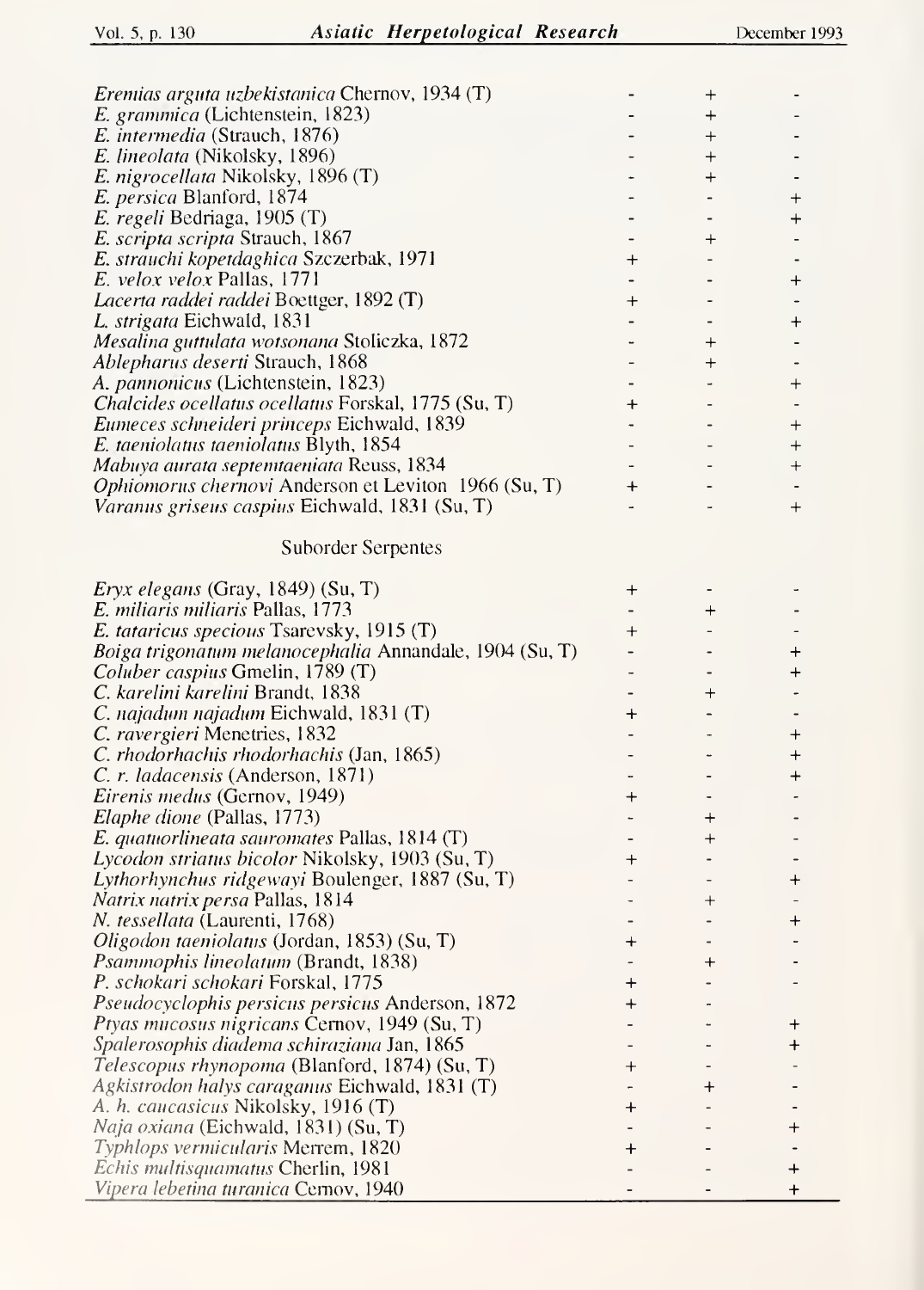| | | | |
|---|---|---|---|
| *Eremias arguta uzbekistanica* Chernov, 1934 (T) | - | + | - |
| *E. grammica* (Lichtenstein, 1823) | - | + | - |
| *E. intermedia* (Strauch, 1876) | - | + | - |
| *E. lineolata* (Nikolsky, 1896) | - | + | - |
| *E. nigrocellata* Nikolsky, 1896 (T) | - | + | - |
| *E. persica* Blanford, 1874 | - | - | + |
| *E. regeli* Bedriaga, 1905 (T) | - | - | + |
| *E. scripta scripta* Strauch, 1867 | - | + | - |
| *E. strauchi kopetdaghica* Szczerbak, 1971 | + | - | - |
| *E. velox velox* Pallas, 1771 | - | - | + |
| *Lacerta raddei raddei* Boettger, 1892 (T) | + | - | - |
| *L. strigata* Eichwald, 1831 | - | - | + |
| *Mesalina guttulata wotsonana* Stoliczka, 1872 | - | + | - |
| *Ablepharus deserti* Strauch, 1868 | - | + | - |
| *A. pannonicus* (Lichtenstein, 1823) | - | - | + |
| *Chalcides ocellatus ocellatus* Forskal, 1775 (Su, T) | + | - | - |
| *Eumeces schneideri princeps* Eichwald, 1839 | - | - | + |
| *E. taeniolatus taeniolatus* Blyth, 1854 | - | - | + |
| *Mabuya aurata septemtaeniata* Reuss, 1834 | - | - | + |
| *Ophiomorus chernovi* Anderson et Leviton 1966 (Su, T) | + | - | - |
| *Varanus griseus caspius* Eichwald, 1831 (Su, T) | - | - | + |
| **Suborder Serpentes** | | | |
| *Eryx elegans* (Gray, 1849) (Su, T) | + | - | - |
| *E. miliaris miliaris* Pallas, 1773 | - | + | - |
| *E. tataricus speciosus* Tsarevsky, 1915 (T) | + | - | - |
| *Boiga trigonatum melanocephalia* Annandale, 1904 (Su, T) | - | - | + |
| *Coluber caspius* Gmelin, 1789 (T) | - | - | + |
| *C. karelini karelini* Brandt, 1838 | - | + | - |
| *C. najadum najadum* Eichwald, 1831 (T) | + | - | - |
| *C. ravergieri* Menetries, 1832 | - | - | + |
| *C. rhodorhachis rhodorhachis* (Jan, 1865) | - | - | + |
| *C. r. ladacensis* (Anderson, 1871) | - | - | + |
| *Eirenis medus* (Gernov, 1949) | + | - | - |
| *Elaphe dione* (Pallas, 1773) | - | + | - |
| *E. quatuorlineata sauromates* Pallas, 1814 (T) | - | + | - |
| *Lycodon striatus bicolor* Nikolsky, 1903 (Su, T) | + | - | - |
| *Lythorhynchus ridgewayi* Boulenger, 1887 (Su, T) | - | - | + |
| *Natrix natrix persa* Pallas, 1814 | - | + | - |
| *N. tessellata* (Laurenti, 1768) | - | - | + |
| *Oligodon taeniolatus* (Jordan, 1853) (Su, T) | + | - | - |
| *Psammophis lineolatum* (Brandt, 1838) | - | + | - |
| *P. schokari schokari* Forskal, 1775 | + | - | - |
| *Pseudocyclophis persicus persicus* Anderson, 1872 | + | - | |
| *Ptyas mucosus nigricans* Cernov, 1949 (Su, T) | - | - | + |
| *Spalerosophis diadema schiraziana* Jan, 1865 | - | - | + |
| *Telescopus rhynopoma* (Blanford, 1874) (Su, T) | + | - | - |
| *Agkistrodon halys caraganus* Eichwald, 1831 (T) | - | + | - |
| *A. h. caucasicus* Nikolsky, 1916 (T) | + | - | - |
| *Naja oxiana* (Eichwald, 1831) (Su, T) | - | - | + |
| *Typhlops vermicularis* Merrem, 1820 | + | - | - |
| *Echis multisquamatus* Cherlin, 1981 | - | - | + |
| *Vipera lebetina turanica* Cernov, 1940 | - | - | + |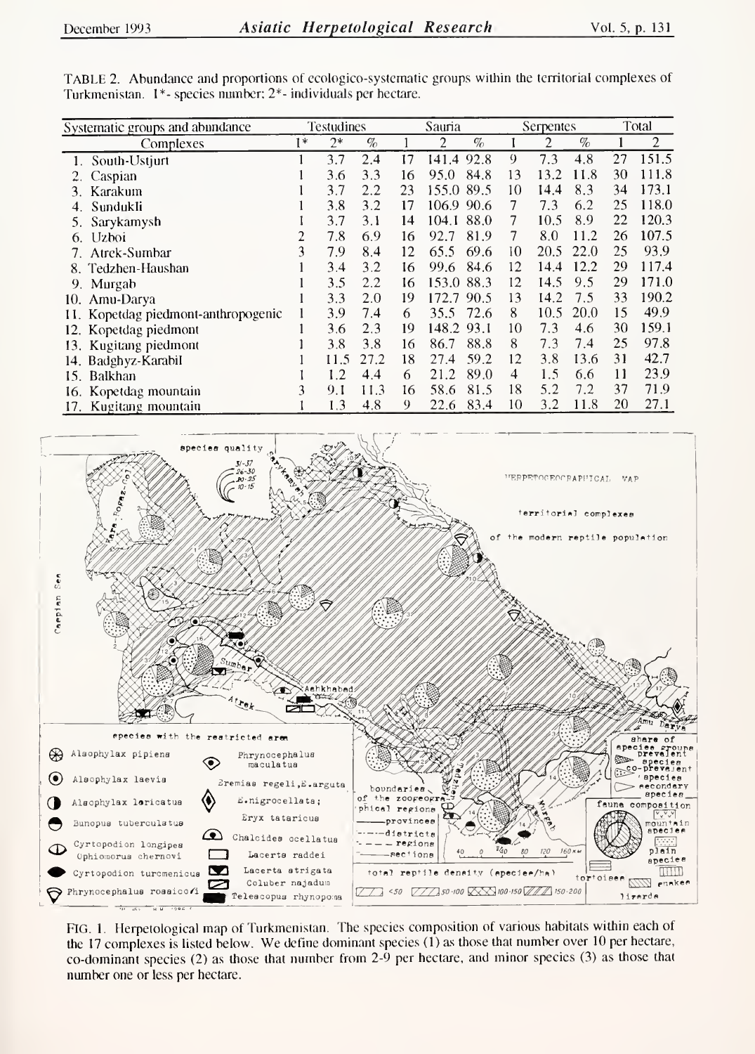TABLE 2. Abundance and proportions of ecologico-systematic groups within the territorial complexes of Turkmenistan. 1*- species number; 2*- individuals per hectare.

| Systematic groups and abundance | Testudines | | | Sauria | | | Serpentes | | | Total | |
|---|---|---|---|---|---|---|---|---|---|---|---|
| Complexes | 1* | 2* | % | 1 | 2 | % | 1 | 2 | % | 1 | 2 |
| 1. South-Ustjurt | 1 | 3.7 | 2.4 | 17 | 141.4 | 92.8 | 9 | 7.3 | 4.8 | 27 | 151.5 |
| 2. Caspian | 1 | 3.6 | 3.3 | 16 | 95.0 | 84.8 | 13 | 13.2 | 11.8 | 30 | 111.8 |
| 3. Karakum | 1 | 3.7 | 2.2 | 23 | 155.0 | 89.5 | 10 | 14.4 | 8.3 | 34 | 173.1 |
| 4. Sundukli | 1 | 3.8 | 3.2 | 17 | 106.9 | 90.6 | 7 | 7.3 | 6.2 | 25 | 118.0 |
| 5. Sarykamysh | 1 | 3.7 | 3.1 | 14 | 104.1 | 88.0 | 7 | 10.5 | 8.9 | 22 | 120.3 |
| 6. Uzboi | 2 | 7.8 | 6.9 | 16 | 92.7 | 81.9 | 7 | 8.0 | 11.2 | 26 | 107.5 |
| 7. Atrek-Sumbar | 3 | 7.9 | 8.4 | 12 | 65.5 | 69.6 | 10 | 20.5 | 22.0 | 25 | 93.9 |
| 8. Tedzhen-Haushan | 1 | 3.4 | 3.2 | 16 | 99.6 | 84.6 | 12 | 14.4 | 12.2 | 29 | 117.4 |
| 9. Murgab | 1 | 3.5 | 2.2 | 16 | 153.0 | 88.3 | 12 | 14.5 | 9.5 | 29 | 171.0 |
| 10. Amu-Darya | 1 | 3.3 | 2.0 | 19 | 172.7 | 90.5 | 13 | 14.2 | 7.5 | 33 | 190.2 |
| 11. Kopetdag piedmont-anthropogenic | 1 | 3.9 | 7.4 | 6 | 35.5 | 72.6 | 8 | 10.5 | 20.0 | 15 | 49.9 |
| 12. Kopetdag piedmont | 1 | 3.6 | 2.3 | 19 | 148.2 | 93.1 | 10 | 7.3 | 4.6 | 30 | 159.1 |
| 13. Kugitang piedmont | 1 | 3.8 | 3.8 | 16 | 86.7 | 88.8 | 8 | 7.3 | 7.4 | 25 | 97.8 |
| 14. Badghyz-Karabil | 1 | 11.5 | 27.2 | 18 | 27.4 | 59.2 | 12 | 3.8 | 13.6 | 31 | 42.7 |
| 15. Balkhan | 1 | 1.2 | 4.4 | 6 | 21.2 | 89.0 | 4 | 1.5 | 6.6 | 11 | 23.9 |
| 16. Kopetdag mountain | 3 | 9.1 | 11.3 | 16 | 58.6 | 81.5 | 18 | 5.2 | 7.2 | 37 | 71.9 |
| 17. Kugitang mountain | 1 | 1.3 | 4.8 | 9 | 22.6 | 83.4 | 10 | 3.2 | 11.8 | 20 | 27.1 |

FIG. 1. Herpetological map of Turkmenistan. The species composition of various habitats within each of the 17 complexes is listed below. We define dominant species (1) as those that number over 10 per hectare, co-dominant species (2) as those that number from 2-9 per hectare, and minor species (3) as those that number one or less per hectare.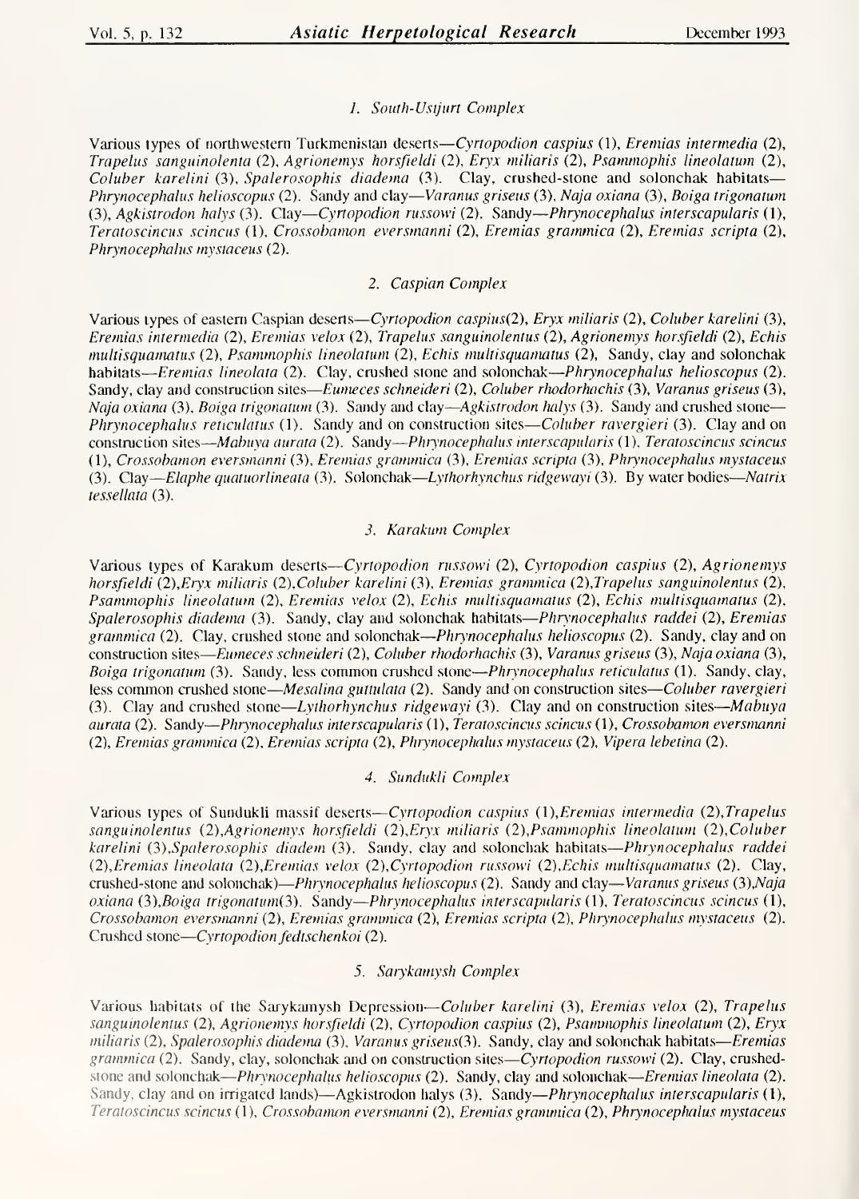### 1. South-Ustjurt Complex

Various types of northwestern Turkmenistan deserts—*Cyrtopodion caspius* (1), *Eremias intermedia* (2), *Trapelus sanguinolenta* (2), *Agrionemys horsfieldi* (2), *Eryx miliaris* (2), *Psammophis lineolatum* (2), *Coluber karelini* (3), *Spalerosophis diadema* (3). Clay, crushed-stone and solonchak habitats—*Phrynocephalus helioscopus* (2). Sandy and clay—*Varanus griseus* (3), *Naja oxiana* (3), *Boiga trigonatum* (3), *Agkistrodon halys* (3). Clay—*Cyrtopodion russowi* (2). Sandy—*Phrynocephalus interscapularis* (1), *Teratoscincus scincus* (1), *Crossobamon eversmanni* (2), *Eremias grammica* (2), *Eremias scripta* (2), *Phrynocephalus mystaceus* (2).

### 2. Caspian Complex

Various types of eastern Caspian deserts—*Cyrtopodion caspius*(2), *Eryx miliaris* (2), *Coluber karelini* (3), *Eremias intermedia* (2), *Eremias velox* (2), *Trapelus sanguinolentus* (2), *Agrionemys horsfieldi* (2), *Echis multisquamatus* (2), *Psammophis lineolatum* (2), *Echis multisquamatus* (2), Sandy, clay and solonchak habitats—*Eremias lineolata* (2). Clay, crushed stone and solonchak—*Phrynocephalus helioscopus* (2). Sandy, clay and construction sites—*Eumeces schneideri* (2), *Coluber rhodorhachis* (3), *Varanus griseus* (3), *Naja oxiana* (3), *Boiga trigonatum* (3). Sandy and clay—*Agkistrodon halys* (3). Sandy and crushed stone—*Phrynocephalus reticulatus* (1). Sandy and on construction sites—*Coluber ravergieri* (3). Clay and on construction sites—*Mabuya aurata* (2). Sandy—*Phrynocephalus interscapularis* (1), *Teratoscincus scincus* (1), *Crossobamon eversmanni* (3), *Eremias grammica* (3), *Eremias scripta* (3), *Phrynocephalus mystaceus* (3). Clay—*Elaphe quatuorlineata* (3). Solonchak—*Lythorhynchus ridgewayi* (3). By water bodies—*Natrix tessellata* (3).

### 3. Karakum Complex

Various types of Karakum deserts—*Cyrtopodion russowi* (2), *Cyrtopodion caspius* (2), *Agrionemys horsfieldi* (2),*Eryx miliaris* (2),*Coluber karelini* (3), *Eremias grammica* (2),*Trapelus sanguinolentus* (2), *Psammophis lineolatum* (2), *Eremias velox* (2), *Echis multisquamatus* (2), *Echis multisquamatus* (2), *Spalerosophis diadema* (3). Sandy, clay and solonchak habitats—*Phrynocephalus raddei* (2), *Eremias grammica* (2). Clay, crushed stone and solonchak—*Phrynocephalus helioscopus* (2). Sandy, clay and on construction sites—*Eumeces schneideri* (2), *Coluber rhodorhachis* (3), *Varanus griseus* (3), *Naja oxiana* (3), *Boiga trigonatum* (3). Sandy, less common crushed stone—*Phrynocephalus reticulatus* (1). Sandy, clay, less common crushed stone—*Mesalina guttulata* (2). Sandy and on construction sites—*Coluber ravergieri* (3). Clay and crushed stone—*Lythorhynchus ridgewayi* (3). Clay and on construction sites—*Mabuya aurata* (2). Sandy—*Phrynocephalus interscapularis* (1), *Teratoscincus scincus* (1), *Crossobamon eversmanni* (2), *Eremias grammica* (2), *Eremias scripta* (2), *Phrynocephalus mystaceus* (2), *Vipera lebetina* (2).

### 4. Sundukli Complex

Various types of Sundukli massif deserts—*Cyrtopodion caspius* (1),*Eremias intermedia* (2),*Trapelus sanguinolentus* (2),*Agrionemys horsfieldi* (2),*Eryx miliaris* (2),*Psammophis lineolatum* (2),*Coluber karelini* (3),*Spalerosophis diadem* (3). Sandy, clay and solonchak habitats—*Phrynocephalus raddei* (2),*Eremias lineolata* (2),*Eremias velox* (2),*Cyrtopodion russowi* (2),*Echis multisquamatus* (2). Clay, crushed-stone and solonchak)—*Phrynocephalus helioscopus* (2). Sandy and clay—*Varanus griseus* (3),*Naja oxiana* (3),*Boiga trigonatum*(3). Sandy—*Phrynocephalus interscapularis* (1), *Teratoscincus scincus* (1), *Crossobamon eversmanni* (2), *Eremias grammica* (2), *Eremias scripta* (2), *Phrynocephalus mystaceus* (2). Crushed stone—*Cyrtopodion fedtschenkoi* (2).

### 5. Sarykamysh Complex

Various habitats of the Sarykamysh Depression—*Coluber karelini* (3), *Eremias velox* (2), *Trapelus sanguinolentus* (2), *Agrionemys horsfieldi* (2), *Cyrtopodion caspius* (2), *Psammophis lineolatum* (2), *Eryx miliaris* (2), *Spalerosophis diadema* (3), *Varanus griseus*(3). Sandy, clay and solonchak habitats—*Eremias grammica* (2). Sandy, clay, solonchak and on construction sites—*Cyrtopodion russowi* (2). Clay, crushed-stone and solonchak—*Phrynocephalus helioscopus* (2). Sandy, clay and solonchak—*Eremias lineolata* (2). Sandy, clay and on irrigated lands)—Agkistrodon halys (3). Sandy—*Phrynocephalus interscapularis* (1), *Teratoscincus scincus* (1), *Crossobamon eversmanni* (2), *Eremias grammica* (2), *Phrynocephalus mystaceus*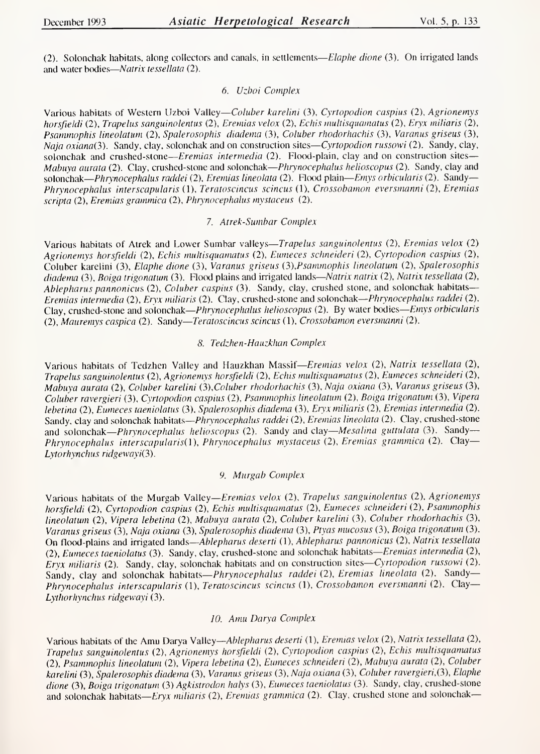(2). Solonchak habitats, along collectors and canals, in settlements—*Elaphe dione* (3). On irrigated lands and water bodies—*Natrix tessellata* (2).

### 6. Uzboi Complex

Various habitats of Western Uzboi Valley—*Coluber karelini* (3), *Cyrtopodion caspius* (2), *Agrionemys horsfieldi* (2), *Trapelus sanguinolentus* (2), *Eremias velox* (2), *Echis multisquamatus* (2), *Eryx miliaris* (2), *Psammophis lineolatum* (2), *Spalerosophis diadema* (3), *Coluber rhodorhachis* (3), *Varanus griseus* (3), *Naja oxiana*(3). Sandy, clay, solonchak and on construction sites—*Cyrtopodion russowi* (2). Sandy, clay, solonchak and crushed-stone—*Eremias intermedia* (2). Flood-plain, clay and on construction sites—*Mabuya aurata* (2). Clay, crushed-stone and solonchak—*Phrynocephalus helioscopus* (2). Sandy, clay and solonchak—*Phrynocephalus raddei* (2), *Eremias lineolata* (2). Flood plain—*Emys orbicularis* (2). Sandy—*Phrynocephalus interscapularis* (1), *Teratoscincus scincus* (1), *Crossobamon eversmanni* (2), *Eremias scripta* (2), *Eremias grammica* (2), *Phrynocephalus mystaceus* (2).

### 7. Atrek-Sumbar Complex

Various habitats of Atrek and Lower Sumbar valleys—*Trapelus sanguinolentus* (2), *Eremias velox* (2) *Agrionemys horsfieldi* (2), *Echis multisquamatus* (2), *Eumeces schneideri* (2), *Cyrtopodion caspius* (2), Coluber karelini (3), *Elaphe dione* (3), *Varanus griseus* (3),*Psammophis lineolatum* (2), *Spalerosophis diadema* (3), *Boiga trigonatum* (3). Flood plains and irrigated lands—*Natrix natrix* (2), *Natrix tessellata* (2), *Ablepharus pannonicus* (2), *Coluber caspius* (3). Sandy, clay, crushed stone, and solonchak habitats—*Eremias intermedia* (2), *Eryx miliaris* (2). Clay, crushed-stone and solonchak—*Phrynocephalus raddei* (2). Clay, crushed-stone and solonchak—*Phrynocephalus helioscopus* (2). By water bodies—*Emys orbicularis* (2), *Mauremys caspica* (2). Sandy—*Teratoscincus scincus* (1), *Crossobamon eversmanni* (2).

### 8. Tedzhen-Hauzkhan Complex

Various habitats of Tedzhen Valley and Hauzkhan Massif—*Eremias velox* (2), *Natrix tessellata* (2), *Trapelus sanguinolentus* (2), *Agrionemys horsfieldi* (2), *Echis multisquamatus* (2), *Eumeces schneideri* (2), *Mabuya aurata* (2), *Coluber karelini* (3),*Coluber rhodorhachis* (3), *Naja oxiana* (3), *Varanus griseus* (3), *Coluber ravergieri* (3), *Cyrtopodion caspius* (2), *Psammophis lineolatum* (2), *Boiga trigonatum* (3), *Vipera lebetina* (2), *Eumeces taeniolatus* (3), *Spalerosophis diadema* (3), *Eryx miliaris* (2), *Eremias intermedia* (2). Sandy, clay and solonchak habitats—*Phrynocephalus raddei* (2), *Eremias lineolata* (2). Clay, crushed-stone and solonchak—*Phrynocephalus helioscopus* (2). Sandy and clay—*Mesalina guttulata* (3). Sandy—*Phrynocephalus interscapularis*(1), *Phrynocephalus mystaceus* (2), *Eremias grammica* (2). Clay—*Lytorhynchus ridgewayi*(3).

### 9. Murgab Complex

Various habitats of the Murgab Valley—*Eremias velox* (2), *Trapelus sanguinolentus* (2), *Agrionemys horsfieldi* (2), *Cyrtopodion caspius* (2), *Echis multisquamatus* (2), *Eumeces schneideri* (2), *Psammophis lineolatum* (2), *Vipera lebetina* (2), *Mabuya aurata* (2), *Coluber karelini* (3), *Coluber rhodorhachis* (3), *Varanus griseus* (3), *Naja oxiana* (3), *Spalerosophis diadema* (3), *Ptyas mucosus* (3), *Boiga trigonatum* (3). On flood-plains and irrigated lands—*Ablepharus deserti* (1), *Ablepharus pannonicus* (2), *Natrix tessellata* (2), *Eumeces taeniolatus* (3). Sandy, clay, crushed-stone and solonchak habitats—*Eremias intermedia* (2), *Eryx miliaris* (2). Sandy, clay, solonchak habitats and on construction sites—*Cyrtopodion russowi* (2). Sandy, clay and solonchak habitats—*Phrynocephalus raddei* (2), *Eremias lineolata* (2). Sandy—*Phrynocephalus interscapularis* (1), *Teratoscincus scincus* (1), *Crossobamon eversmanni* (2). Clay—*Lythorhynchus ridgewayi* (3).

### 10. Amu Darya Complex

Various habitats of the Amu Darya Valley—*Ablepharus deserti* (1), *Eremias velox* (2), *Natrix tessellata* (2), *Trapelus sanguinolentus* (2), *Agrionemys horsfieldi* (2), *Cyrtopodion caspius* (2), *Echis multisquamatus* (2), *Psammophis lineolatum* (2), *Vipera lebetina* (2), *Eumeces schneideri* (2), *Mabuya aurata* (2), *Coluber karelini* (3), *Spalerosophis diadema* (3), *Varanus griseus* (3), *Naja oxiana* (3), *Coluber ravergieri*,(3), *Elaphe dione* (3), *Boiga trigonatum* (3) *Agkistrodon halys* (3), *Eumeces taeniolatus* (3). Sandy, clay, crushed-stone and solonchak habitats—*Eryx miliaris* (2), *Eremias grammica* (2). Clay, crushed stone and solonchak—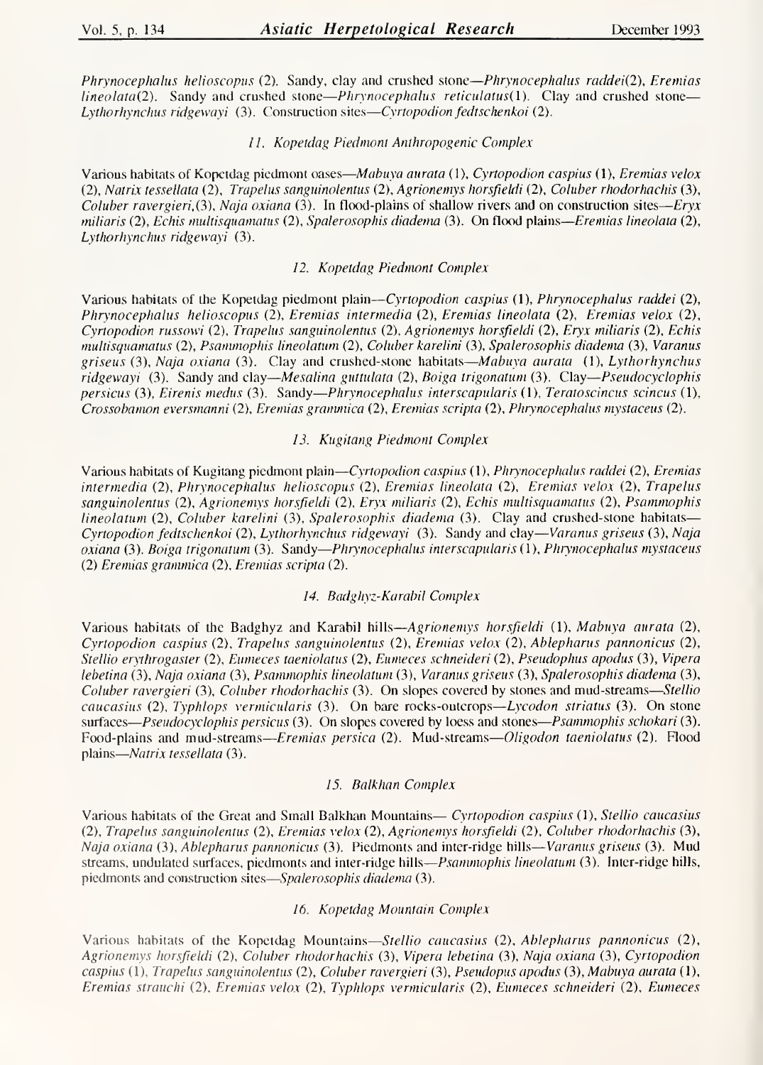*Phrynocephalus helioscopus* (2). Sandy, clay and crushed stone—*Phrynocephalus raddei*(2), *Eremias lineolata*(2). Sandy and crushed stone—*Phrynocephalus reticulatus*(1). Clay and crushed stone—*Lythorhynchus ridgewayi* (3). Construction sites—*Cyrtopodion fedtschenkoi* (2).

### *11. Kopetdag Piedmont Anthropogenic Complex*

Various habitats of Kopetdag piedmont oases—*Mabuya aurata* (1), *Cyrtopodion caspius* (1), *Eremias velox* (2), *Natrix tessellata* (2), *Trapelus sanguinolentus* (2), *Agrionemys horsfieldi* (2), *Coluber rhodorhachis* (3), *Coluber ravergieri*,(3), *Naja oxiana* (3). In flood-plains of shallow rivers and on construction sites—*Eryx miliaris* (2), *Echis multisquamatus* (2), *Spalerosophis diadema* (3). On flood plains—*Eremias lineolata* (2), *Lythorhynchus ridgewayi* (3).

### *12. Kopetdag Piedmont Complex*

Various habitats of the Kopetdag piedmont plain—*Cyrtopodion caspius* (1), *Phrynocephalus raddei* (2), *Phrynocephalus helioscopus* (2), *Eremias intermedia* (2), *Eremias lineolata* (2), *Eremias velox* (2), *Cyrtopodion russowi* (2), *Trapelus sanguinolentus* (2), *Agrionemys horsfieldi* (2), *Eryx miliaris* (2), *Echis multisquamatus* (2), *Psammophis lineolatum* (2), *Coluber karelini* (3), *Spalerosophis diadema* (3), *Varanus griseus* (3), *Naja oxiana* (3). Clay and crushed-stone habitats—*Mabuya aurata* (1), *Lythorhynchus ridgewayi* (3). Sandy and clay—*Mesalina guttulata* (2), *Boiga trigonatum* (3). Clay—*Pseudocyclophis persicus* (3), *Eirenis medus* (3). Sandy—*Phrynocephalus interscapularis* (1), *Teratoscincus scincus* (1), *Crossobamon eversmanni* (2), *Eremias grammica* (2), *Eremias scripta* (2), *Phrynocephalus mystaceus* (2).

### *13. Kugitang Piedmont Complex*

Various habitats of Kugitang piedmont plain—*Cyrtopodion caspius* (1), *Phrynocephalus raddei* (2), *Eremias intermedia* (2), *Phrynocephalus helioscopus* (2), *Eremias lineolata* (2), *Eremias velox* (2), *Trapelus sanguinolentus* (2), *Agrionemys horsfieldi* (2), *Eryx miliaris* (2), *Echis multisquamatus* (2), *Psammophis lineolatum* (2), *Coluber karelini* (3), *Spalerosophis diadema* (3). Clay and crushed-stone habitats—*Cyrtopodion fedtschenkoi* (2), *Lythorhynchus ridgewayi* (3). Sandy and clay—*Varanus griseus* (3), *Naja oxiana* (3). *Boiga trigonatum* (3). Sandy—*Phrynocephalus interscapularis* (1), *Phrynocephalus mystaceus* (2) *Eremias grammica* (2), *Eremias scripta* (2).

### *14. Badghyz-Karabil Complex*

Various habitats of the Badghyz and Karabil hills—*Agrionemys horsfieldi* (1), *Mabuya aurata* (2), *Cyrtopodion caspius* (2), *Trapelus sanguinolentus* (2), *Eremias velox* (2), *Ablepharus pannonicus* (2), *Stellio erythrogaster* (2), *Eumeces taeniolatus* (2), *Eumeces schneideri* (2), *Pseudophus apodus* (3), *Vipera lebetina* (3), *Naja oxiana* (3), *Psammophis lineolatum* (3), *Varanus griseus* (3), *Spalerosophis diadema* (3), *Coluber ravergieri* (3), *Coluber rhodorhachis* (3). On slopes covered by stones and mud-streams—*Stellio caucasius* (2), *Typhlops vermicularis* (3). On bare rocks-outcrops—*Lycodon striatus* (3). On stone surfaces—*Pseudocyclophis persicus* (3). On slopes covered by loess and stones—*Psammophis schokari* (3). Food-plains and mud-streams—*Eremias persica* (2). Mud-streams—*Oligodon taeniolatus* (2). Flood plains—*Natrix tessellata* (3).

### *15. Balkhan Complex*

Various habitats of the Great and Small Balkhan Mountains— *Cyrtopodion caspius* (1), *Stellio caucasius* (2), *Trapelus sanguinolentus* (2), *Eremias velox* (2), *Agrionemys horsfieldi* (2), *Coluber rhodorhachis* (3), *Naja oxiana* (3), *Ablepharus pannonicus* (3). Piedmonts and inter-ridge hills—*Varanus griseus* (3). Mud streams, undulated surfaces, piedmonts and inter-ridge hills—*Psammophis lineolatum* (3). Inter-ridge hills, piedmonts and construction sites—*Spalerosophis diadema* (3).

### *16. Kopetdag Mountain Complex*

Various habitats of the Kopetdag Mountains—*Stellio caucasius* (2), *Ablepharus pannonicus* (2), *Agrionemys horsfieldi* (2), *Coluber rhodorhachis* (3), *Vipera lebetina* (3), *Naja oxiana* (3), *Cyrtopodion caspius* (1), *Trapelus sanguinolentus* (2), *Coluber ravergieri* (3), *Pseudopus apodus* (3), *Mabuya aurata* (1), *Eremias strauchi* (2), *Eremias velox* (2), *Typhlops vermicularis* (2), *Eumeces schneideri* (2), *Eumeces*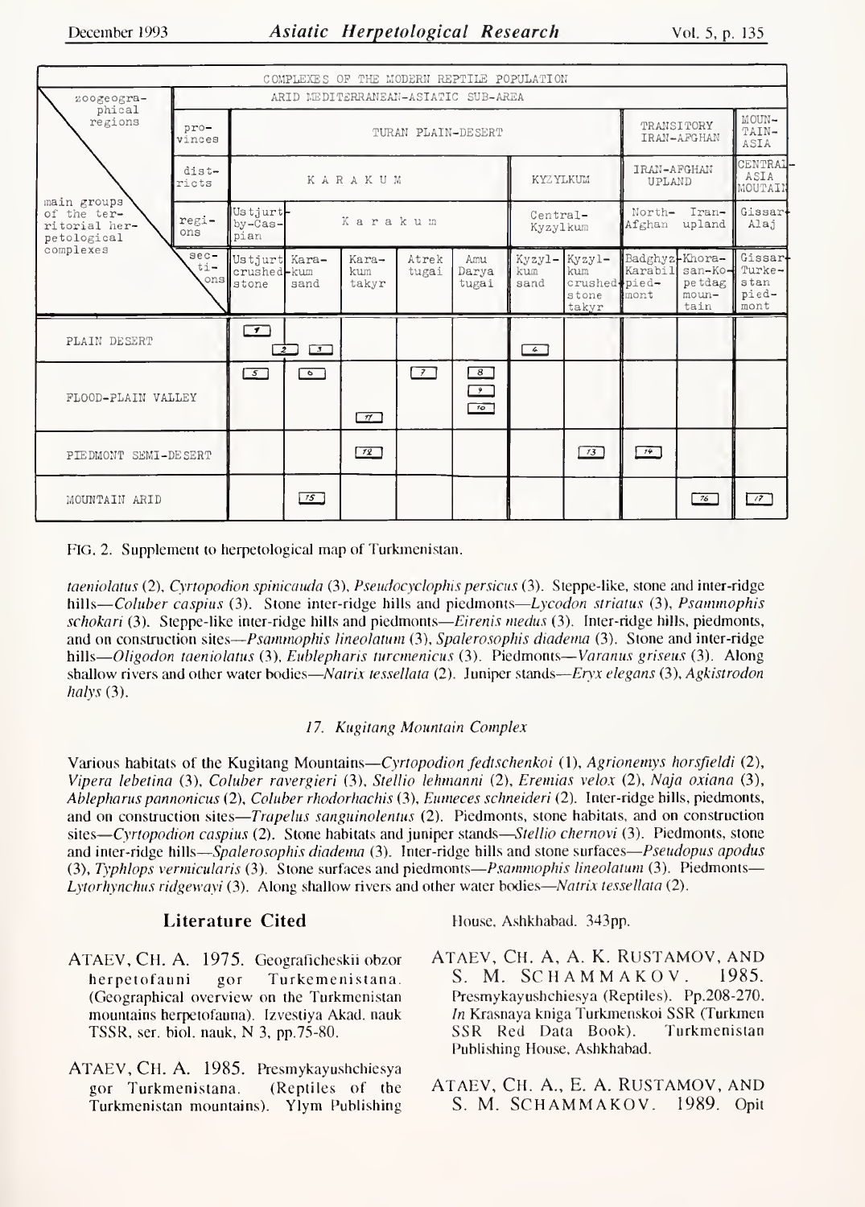| COMPLEXES OF THE MODERN REPTILE POPULATION | | | | | | | | | | | |
|---|---|---|---|---|---|---|---|---|---|---|---|
| zoogeographical regions | | ARID MEDITERRANEAN-ASIATIC SUB-AREA | | | | | | | | | |
| | provinces | TURAN PLAIN-DESERT | | | | | | | TRANSITORY IRAN-AFGHAN | | MOUNTAIN ASIA |
| | districts | K A R A K U M | | | | | KYZYLKUM | | IRAN-AFGHAN UPLAND | | CENTRAL ASIA MOUTAIN |
| main groups of the territorial herpetological complexes | regions | Ustjurt-by-Caspian | K a r a k u m | | | | Central-Kyzylkum | | North-Afghan Iran-upland | | Gissar-Alaj |
| | sections | Ustjurt crushed stone | Karakum sand | Karakum takyr | Atrek tugai | Amu Darya tugai | Kyzylkum sand | Kyzylkum crushed stone takyr | Badghyz-Karabil piedmont | Khorasan-Kopetdag mountain | Gissar-Turkestan piedmont |
| PLAIN DESERT | | 1 | 2, 3 | | | | 6 | | | | |
| FLOOD-PLAIN VALLEY | | 5 | 6 | 11 | 7 | 8, 9, 10 | | | | | |
| PIEDMONT SEMI-DESERT | | | | 12 | | | | 13 | 14 | | |
| MOUNTAIN ARID | | | 15 | | | | | | | 16 | 17 |

FIG. 2. Supplement to herpetological map of Turkmenistan.

*taeniolatus* (2), *Cyrtopodion spinicauda* (3), *Pseudocyclophis persicus* (3). Steppe-like, stone and inter-ridge hills—*Coluber caspius* (3). Stone inter-ridge hills and piedmonts—*Lycodon striatus* (3), *Psammophis schokari* (3). Steppe-like inter-ridge hills and piedmonts—*Eirenis medus* (3). Inter-ridge hills, piedmonts, and on construction sites—*Psammophis lineolatum* (3), *Spalerosophis diadema* (3). Stone and inter-ridge hills—*Oligodon taeniolatus* (3), *Eublepharis turcmenicus* (3). Piedmonts—*Varanus griseus* (3). Along shallow rivers and other water bodies—*Natrix tessellata* (2). Juniper stands—*Eryx elegans* (3), *Agkistrodon halys* (3).

### *17. Kugitang Mountain Complex*

Various habitats of the Kugitang Mountains—*Cyrtopodion fedtschenkoi* (1), *Agrionemys horsfieldi* (2), *Vipera lebetina* (3), *Coluber ravergieri* (3), *Stellio lehmanni* (2), *Eremias velox* (2), *Naja oxiana* (3), *Ablepharus pannonicus* (2), *Coluber rhodorhachis* (3), *Eumeces schneideri* (2). Inter-ridge hills, piedmonts, and on construction sites—*Trapelus sanguinolentus* (2). Piedmonts, stone habitats, and on construction sites—*Cyrtopodion caspius* (2). Stone habitats and juniper stands—*Stellio chernovi* (3). Piedmonts, stone and inter-ridge hills—*Spalerosophis diadema* (3). Inter-ridge hills and stone surfaces—*Pseudopus apodus* (3), *Typhlops vermicularis* (3). Stone surfaces and piedmonts—*Psammophis lineolatum* (3). Piedmonts—*Lytorhynchus ridgewayi* (3). Along shallow rivers and other water bodies—*Natrix tessellata* (2).

## Literature Cited

ATAEV, CH. A. 1975. Geograficheskii obzor herpetofauni gor Turkemenistana. (Geographical overview on the Turkmenistan mountains herpetofauna). Izvestiya Akad. nauk TSSR, ser. biol. nauk, N 3, pp.75-80.

ATAEV, CH. A. 1985. Presmykayushchiesya gor Turkmenistana. (Reptiles of the Turkmenistan mountains). Ylym Publishing House, Ashkhabad. 343pp.

ATAEV, CH. A, A. K. RUSTAMOV, AND S. M. SCHAMMAKOV. 1985. Presmykayushchiesya (Reptiles). Pp.208-270. *In* Krasnaya kniga Turkmenskoi SSR (Turkmen SSR Red Data Book). Turkmenistan Publishing House, Ashkhabad.

ATAEV, CH. A., E. A. RUSTAMOV, AND S. M. SCHAMMAKOV. 1989. Opit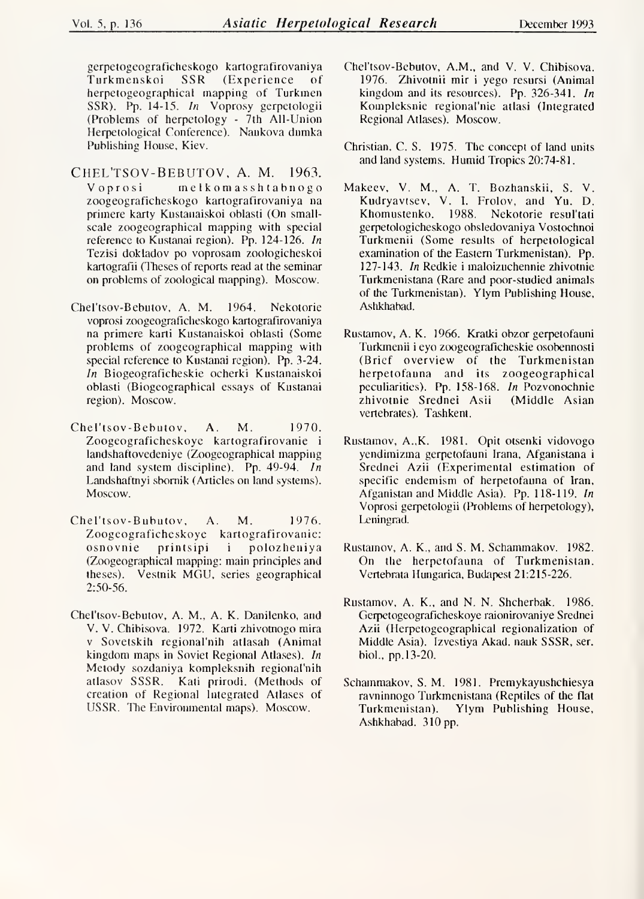gerpetogeograficheskogo kartografirovaniya Turkmenskoi SSR (Experience of herpetogeographical mapping of Turkmen SSR). Pp. 14-15. *In* Voprosy gerpetologii (Problems of herpetology - 7th All-Union Herpetological Conference). Naukova dumka Publishing House, Kiev.

CHEL'TSOV-BEBUTOV, A. M. 1963. Voprosi melkomasshtabnogo zoogeograficheskogo kartografirovaniya na primere karty Kustanaiskoi oblasti (On small-scale zoogeographical mapping with special reference to Kustanai region). Pp. 124-126. *In* Tezisi dokladov po voprosam zoologicheskoi kartografii (Theses of reports read at the seminar on problems of zoological mapping). Moscow.

Chel'tsov-Bebutov, A. M. 1964. Nekotorie voprosi zoogeograficheskogo kartografirovaniya na primere karti Kustanaiskoi oblasti (Some problems of zoogeographical mapping with special reference to Kustanai region). Pp. 3-24. *In* Biogeograficheskie ocherki Kustanaiskoi oblasti (Biogeographical essays of Kustanai region). Moscow.

Chel'tsov-Bebutov, A. M. 1970. Zoogeograficheskoye kartografirovanie i landshaftovedeniye (Zoogeographical mapping and land system discipline). Pp. 49-94. *In* Landshaftnyi sbornik (Articles on land systems). Moscow.

Chel'tsov-Bubutov, A. M. 1976. Zoogeograficheskoye kartografirovanie: osnovnie printsipi i polozheniya (Zoogeographical mapping: main principles and theses). Vestnik MGU, series geographical 2:50-56.

Chel'tsov-Bebutov, A. M., A. K. Danilenko, and V. V. Chibisova. 1972. Karti zhivotnogo mira v Sovetskih regional'nih atlasah (Animal kingdom maps in Soviet Regional Atlases). *In* Metody sozdaniya kompleksnih regional'nih atlasov SSSR. Kati prirodi. (Methods of creation of Regional Integrated Atlases of USSR. The Environmental maps). Moscow.

Chel'tsov-Bebutov, A.M., and V. V. Chibisova. 1976. Zhivotnii mir i yego resursi (Animal kingdom and its resources). Pp. 326-341. *In* Kompleksnie regional'nie atlasi (Integrated Regional Atlases). Moscow.

Christian, C. S. 1975. The concept of land units and land systems. Humid Tropics 20:74-81.

Makeev, V. M., A. T. Bozhanskii, S. V. Kudryavtsev, V. I. Frolov, and Yu. D. Khomustenko. 1988. Nekotorie resul'tati gerpetologicheskogo obsledovaniya Vostochnoi Turkmenii (Some results of herpetological examination of the Eastern Turkmenistan). Pp. 127-143. *In* Redkie i maloizuchennie zhivotnie Turkmenistana (Rare and poor-studied animals of the Turkmenistan). Ylym Publishing House, Ashkhabad.

Rustamov, A. K. 1966. Kratki obzor gerpetofauni Turkmenii i eyo zoogeograficheskie osobennosti (Brief overview of the Turkmenistan herpetofauna and its zoogeographical peculiarities). Pp. 158-168. *In* Pozvonochnie zhivotnie Srednei Asii (Middle Asian vertebrates). Tashkent.

Rustamov, A.,K. 1981. Opit otsenki vidovogo yendimizma gerpetofauni Irana, Afganistana i Srednei Azii (Experimental estimation of specific endemism of herpetofauna of Iran, Afganistan and Middle Asia). Pp. 118-119. *In* Voprosi gerpetologii (Problems of herpetology), Leningrad.

Rustamov, A. K., and S. M. Schammakov. 1982. On the herpetofauna of Turkmenistan. Vertebrata Hungarica, Budapest 21:215-226.

Rustamov, A. K., and N. N. Shcherbak. 1986. Gerpetogeograficheskoye raionirovaniye Srednei Azii (Herpetogeographical regionalization of Middle Asia). Izvestiya Akad. nauk SSSR, ser. biol., pp.13-20.

Schammakov, S. M. 1981. Premykayushchiesya ravninnogo Turkmenistana (Reptiles of the flat Turkmenistan). Ylym Publishing House, Ashkhabad. 310 pp.